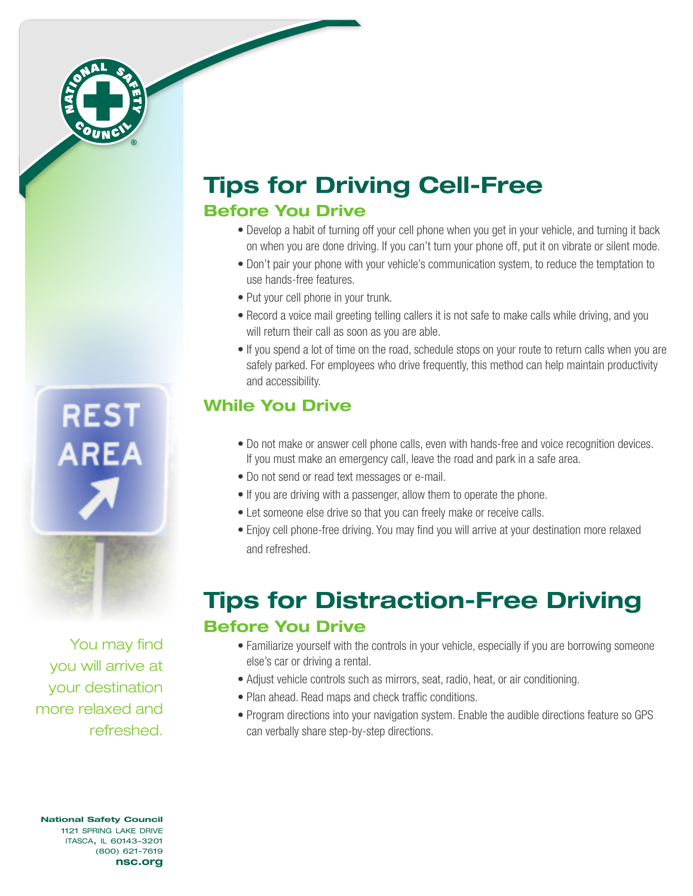# Tips for Driving Cell-Free

## Before You Drive

- Develop a habit of turning off your cell phone when you get in your vehicle, and turning it back on when you are done driving. If you can't turn your phone off, put it on vibrate or silent mode.
- Don't pair your phone with your vehicle's communication system, to reduce the temptation to use hands-free features.
- Put your cell phone in your trunk.
- Record a voice mail greeting telling callers it is not safe to make calls while driving, and you will return their call as soon as you are able.
- If you spend a lot of time on the road, schedule stops on your route to return calls when you are safely parked. For employees who drive frequently, this method can help maintain productivity and accessibility.

## While You Drive

- Do not make or answer cell phone calls, even with hands-free and voice recognition devices. If you must make an emergency call, leave the road and park in a safe area.
- Do not send or read text messages or e-mail.
- If you are driving with a passenger, allow them to operate the phone.
- Let someone else drive so that you can freely make or receive calls.
- Enjoy cell phone-free driving. You may find you will arrive at your destination more relaxed and refreshed.

# Tips for Distraction-Free Driving

## Before You Drive

- Familiarize yourself with the controls in your vehicle, especially if you are borrowing someone else's car or driving a rental.
- Adjust vehicle controls such as mirrors, seat, radio, heat, or air conditioning.
- Plan ahead. Read maps and check traffic conditions.
- Program directions into your navigation system. Enable the audible directions feature so GPS can verbally share step-by-step directions.

You may find you will arrive at your destination more relaxed and refreshed.

**National Safety Council**
1121 SPRING LAKE DRIVE
ITASCA, IL 60143-3201
(800) 621-7619
**nsc.org**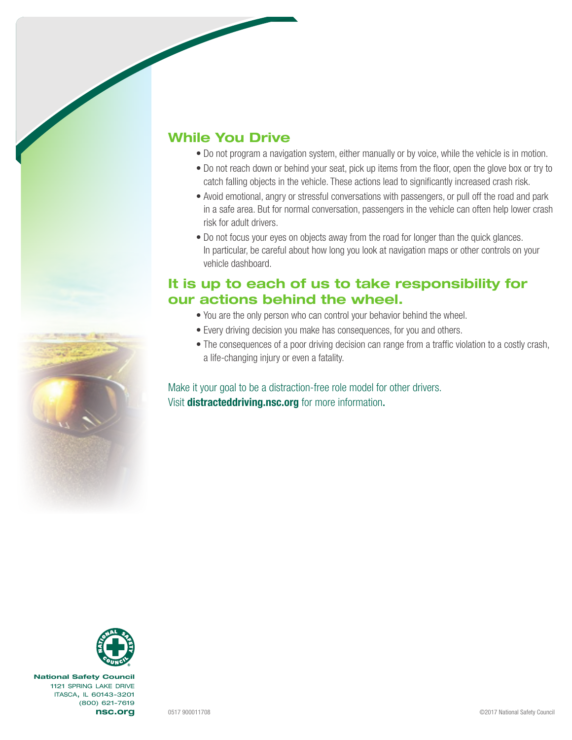## While You Drive

- Do not program a navigation system, either manually or by voice, while the vehicle is in motion.
- Do not reach down or behind your seat, pick up items from the floor, open the glove box or try to catch falling objects in the vehicle. These actions lead to significantly increased crash risk.
- Avoid emotional, angry or stressful conversations with passengers, or pull off the road and park in a safe area. But for normal conversation, passengers in the vehicle can often help lower crash risk for adult drivers.
- Do not focus your eyes on objects away from the road for longer than the quick glances. In particular, be careful about how long you look at navigation maps or other controls on your vehicle dashboard.

## It is up to each of us to take responsibility for our actions behind the wheel.

- You are the only person who can control your behavior behind the wheel.
- Every driving decision you make has consequences, for you and others.
- The consequences of a poor driving decision can range from a traffic violation to a costly crash, a life-changing injury or even a fatality.

Make it your goal to be a distraction-free role model for other drivers.
Visit **distracteddriving.nsc.org** for more information.

**National Safety Council**
1121 SPRING LAKE DRIVE
ITASCA, IL 60143-3201
(800) 621-7619
**nsc.org**

0517 900011708

©2017 National Safety Council